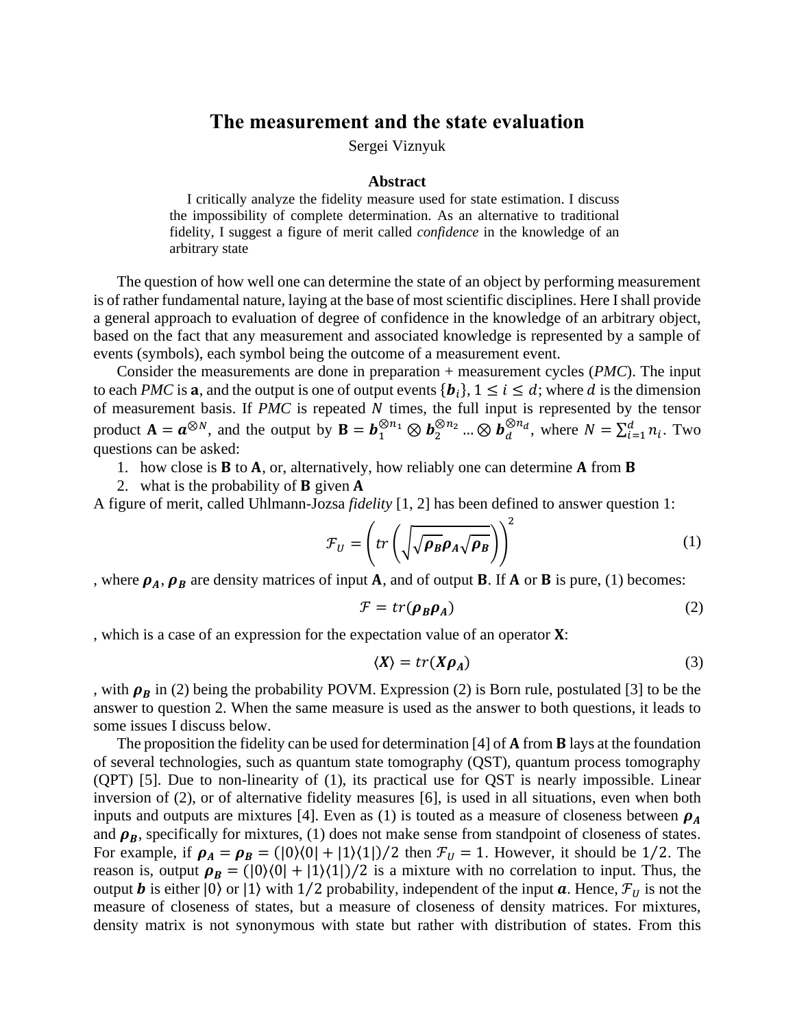# The measurement and the state evaluation

Sergei Viznyuk

### Abstract

I critically analyze the fidelity measure used for state estimation. I discuss the impossibility of complete determination. As an alternative to traditional fidelity, I suggest a figure of merit called *confidence* in the knowledge of an arbitrary state

The question of how well one can determine the state of an object by performing measurement is of rather fundamental nature, laying at the base of most scientific disciplines. Here I shall provide a general approach to evaluation of degree of confidence in the knowledge of an arbitrary object, based on the fact that any measurement and associated knowledge is represented by a sample of events (symbols), each symbol being the outcome of a measurement event.

Consider the measurements are done in preparation + measurement cycles (*PMC*). The input to each *PMC* is $\mathbf{a}$, and the output is one of output events $\{\boldsymbol{b}_i\}$, $1 \leq i \leq d$; where $d$ is the dimension of measurement basis. If *PMC* is repeated $N$ times, the full input is represented by the tensor product $\mathbf{A} = \boldsymbol{a}^{\otimes N}$, and the output by $\mathbf{B} = \boldsymbol{b}_1^{\otimes n_1} \otimes \boldsymbol{b}_2^{\otimes n_2} \dots \otimes \boldsymbol{b}_d^{\otimes n_d}$, where $N = \sum_{i=1}^{d} n_i$. Two questions can be asked:

1. how close is $\mathbf{B}$ to $\mathbf{A}$, or, alternatively, how reliably one can determine $\mathbf{A}$ from $\mathbf{B}$
2. what is the probability of $\mathbf{B}$ given $\mathbf{A}$

A figure of merit, called Uhlmann-Jozsa *fidelity* [1, 2] has been defined to answer question 1:

$$\mathcal{F}_U = \left( tr\left( \sqrt{\sqrt{\boldsymbol{\rho_B}}\boldsymbol{\rho_A}\sqrt{\boldsymbol{\rho_B}}} \right) \right)^2 \tag{1}$$

, where $\boldsymbol{\rho_A}$, $\boldsymbol{\rho_B}$ are density matrices of input $\mathbf{A}$, and of output $\mathbf{B}$. If $\mathbf{A}$ or $\mathbf{B}$ is pure, (1) becomes:

$$\mathcal{F} = tr(\boldsymbol{\rho_B}\boldsymbol{\rho_A}) \tag{2}$$

, which is a case of an expression for the expectation value of an operator $\boldsymbol{X}$:

$$\langle \boldsymbol{X} \rangle = tr(\boldsymbol{X}\boldsymbol{\rho_A}) \tag{3}$$

, with $\boldsymbol{\rho_B}$ in (2) being the probability POVM. Expression (2) is Born rule, postulated [3] to be the answer to question 2. When the same measure is used as the answer to both questions, it leads to some issues I discuss below.

The proposition the fidelity can be used for determination [4] of $\mathbf{A}$ from $\mathbf{B}$ lays at the foundation of several technologies, such as quantum state tomography (QST), quantum process tomography (QPT) [5]. Due to non-linearity of (1), its practical use for QST is nearly impossible. Linear inversion of (2), or of alternative fidelity measures [6], is used in all situations, even when both inputs and outputs are mixtures [4]. Even as (1) is touted as a measure of closeness between $\boldsymbol{\rho_A}$ and $\boldsymbol{\rho_B}$, specifically for mixtures, (1) does not make sense from standpoint of closeness of states. For example, if $\boldsymbol{\rho_A} = \boldsymbol{\rho_B} = (|0\rangle\langle 0| + |1\rangle\langle 1|)/2$ then $\mathcal{F}_U = 1$. However, it should be $1/2$. The reason is, output $\boldsymbol{\rho_B} = (|0\rangle\langle 0| + |1\rangle\langle 1|)/2$ is a mixture with no correlation to input. Thus, the output $\boldsymbol{b}$ is either $|0\rangle$ or $|1\rangle$ with $1/2$ probability, independent of the input $\boldsymbol{a}$. Hence, $\mathcal{F}_U$ is not the measure of closeness of states, but a measure of closeness of density matrices. For mixtures, density matrix is not synonymous with state but rather with distribution of states. From this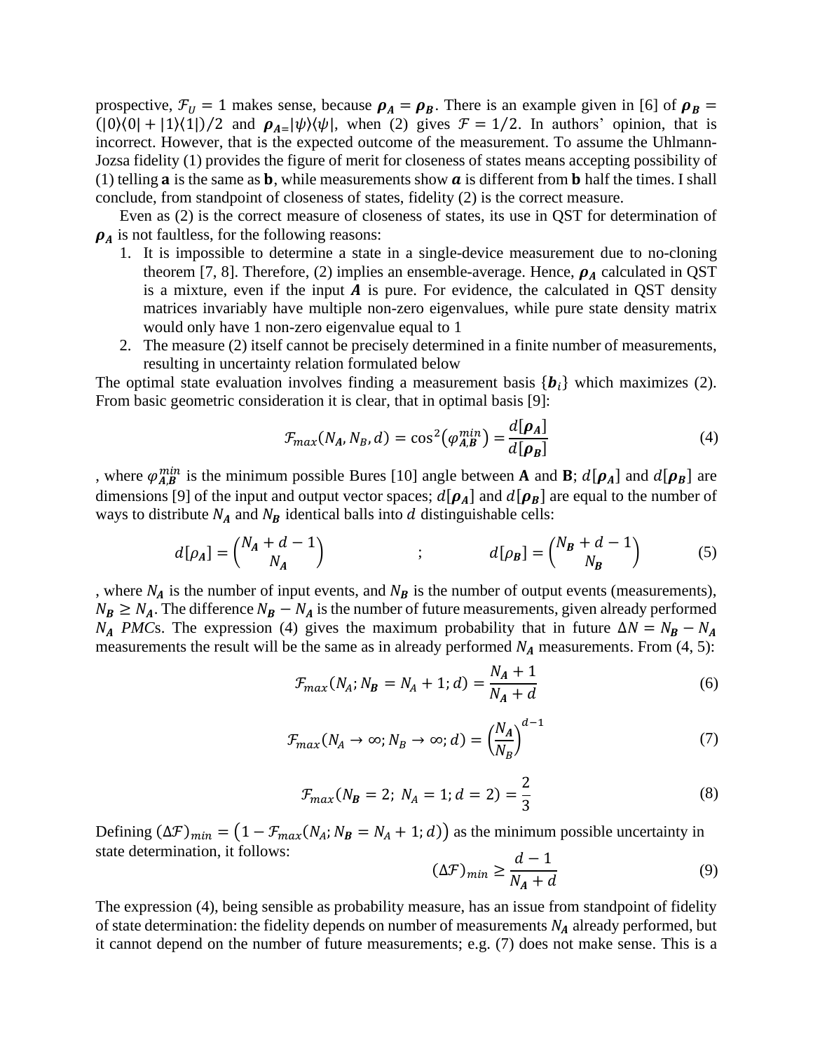prospective, $\mathcal{F}_U = 1$ makes sense, because $\boldsymbol{\rho_A} = \boldsymbol{\rho_B}$. There is an example given in [6] of $\boldsymbol{\rho_B} = (|0\rangle\langle 0| + |1\rangle\langle 1|)/2$ and $\boldsymbol{\rho_{A}} = |\psi\rangle\langle\psi|$, when (2) gives $\mathcal{F} = 1/2$. In authors' opinion, that is incorrect. However, that is the expected outcome of the measurement. To assume the Uhlmann-Jozsa fidelity (1) provides the figure of merit for closeness of states means accepting possibility of (1) telling **a** is the same as **b**, while measurements show $\boldsymbol{a}$ is different from **b** half the times. I shall conclude, from standpoint of closeness of states, fidelity (2) is the correct measure.

Even as (2) is the correct measure of closeness of states, its use in QST for determination of $\boldsymbol{\rho_A}$ is not faultless, for the following reasons:

1. It is impossible to determine a state in a single-device measurement due to no-cloning theorem [7, 8]. Therefore, (2) implies an ensemble-average. Hence, $\boldsymbol{\rho_A}$ calculated in QST is a mixture, even if the input $\boldsymbol{A}$ is pure. For evidence, the calculated in QST density matrices invariably have multiple non-zero eigenvalues, while pure state density matrix would only have 1 non-zero eigenvalue equal to 1
2. The measure (2) itself cannot be precisely determined in a finite number of measurements, resulting in uncertainty relation formulated below

The optimal state evaluation involves finding a measurement basis $\{\boldsymbol{b}_i\}$ which maximizes (2). From basic geometric consideration it is clear, that in optimal basis [9]:

$$\mathcal{F}_{max}(N_{\boldsymbol{A}}, N_B, d) = \cos^2\left(\varphi_{\boldsymbol{A,B}}^{min}\right) = \frac{d[\boldsymbol{\rho_A}]}{d[\boldsymbol{\rho_B}]} \tag{4}$$

, where $\varphi_{\boldsymbol{A,B}}^{min}$ is the minimum possible Bures [10] angle between **A** and **B**; $d[\boldsymbol{\rho_A}]$ and $d[\boldsymbol{\rho_B}]$ are dimensions [9] of the input and output vector spaces; $d[\boldsymbol{\rho_A}]$ and $d[\boldsymbol{\rho_B}]$ are equal to the number of ways to distribute $N_{\boldsymbol{A}}$ and $N_{\boldsymbol{B}}$ identical balls into $d$ distinguishable cells:

$$d[\rho_{\boldsymbol{A}}] = \binom{N_{\boldsymbol{A}} + d - 1}{N_{\boldsymbol{A}}} \qquad ; \qquad d[\rho_{\boldsymbol{B}}] = \binom{N_{\boldsymbol{B}} + d - 1}{N_{\boldsymbol{B}}} \tag{5}$$

, where $N_{\boldsymbol{A}}$ is the number of input events, and $N_{\boldsymbol{B}}$ is the number of output events (measurements), $N_{\boldsymbol{B}} \geq N_{\boldsymbol{A}}$. The difference $N_{\boldsymbol{B}} - N_{\boldsymbol{A}}$ is the number of future measurements, given already performed $N_{\boldsymbol{A}}$ *PMC*s. The expression (4) gives the maximum probability that in future $\Delta N = N_{\boldsymbol{B}} - N_{\boldsymbol{A}}$ measurements the result will be the same as in already performed $N_{\boldsymbol{A}}$ measurements. From (4, 5):

$$\mathcal{F}_{max}(N_A; N_{\boldsymbol{B}} = N_A + 1; d) = \frac{N_{\boldsymbol{A}} + 1}{N_{\boldsymbol{A}} + d} \tag{6}$$

$$\mathcal{F}_{max}(N_A \to \infty; N_B \to \infty; d) = \left(\frac{N_{\boldsymbol{A}}}{N_{\boldsymbol{B}}}\right)^{d-1} \tag{7}$$

$$\mathcal{F}_{max}(N_{\boldsymbol{B}} = 2;\ N_A = 1; d = 2) = \frac{2}{3} \tag{8}$$

Defining $(\Delta\mathcal{F})_{min} = \left(1 - \mathcal{F}_{max}(N_A; N_{\boldsymbol{B}} = N_A + 1; d)\right)$ as the minimum possible uncertainty in state determination, it follows:

$$(\Delta\mathcal{F})_{min} \geq \frac{d-1}{N_{\boldsymbol{A}} + d} \tag{9}$$

The expression (4), being sensible as probability measure, has an issue from standpoint of fidelity of state determination: the fidelity depends on number of measurements $N_{\boldsymbol{A}}$ already performed, but it cannot depend on the number of future measurements; e.g. (7) does not make sense. This is a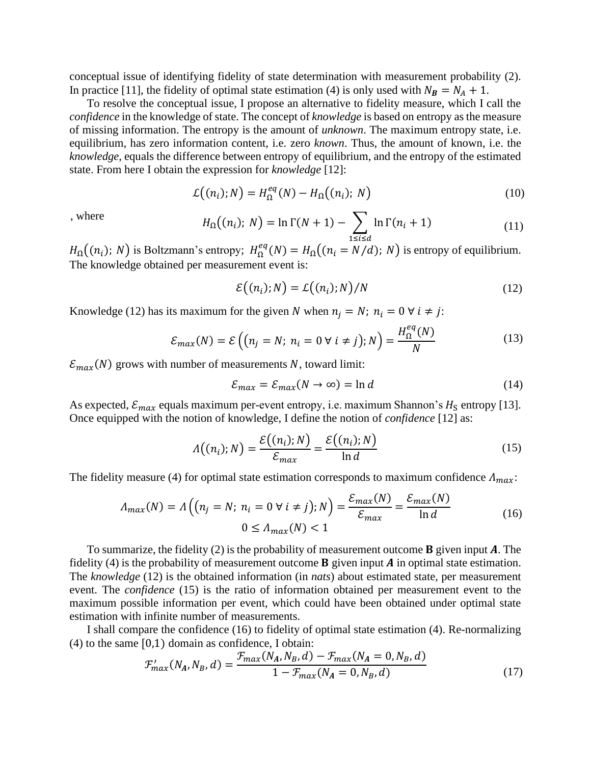conceptual issue of identifying fidelity of state determination with measurement probability (2). In practice [11], the fidelity of optimal state estimation (4) is only used with $N_{\boldsymbol{B}} = N_A + 1$.

To resolve the conceptual issue, I propose an alternative to fidelity measure, which I call the *confidence* in the knowledge of state. The concept of *knowledge* is based on entropy as the measure of missing information. The entropy is the amount of *unknown*. The maximum entropy state, i.e. equilibrium, has zero information content, i.e. zero *known*. Thus, the amount of known, i.e. the *knowledge*, equals the difference between entropy of equilibrium, and the entropy of the estimated state. From here I obtain the expression for *knowledge* [12]:

$$\mathcal{L}\big((n_i); N\big) = H_\Omega^{eq}(N) - H_\Omega\big((n_i);\ N\big) \tag{10}$$

, where

$$H_\Omega\big((n_i);\ N\big) = \ln\Gamma(N+1) - \sum_{1\le i\le d} \ln\Gamma(n_i+1) \tag{11}$$

$H_\Omega\big((n_i);\ N\big)$ is Boltzmann's entropy; $H_\Omega^{eq}(N) = H_\Omega\big((n_i = N/d);\ N\big)$ is entropy of equilibrium. The knowledge obtained per measurement event is:

$$\mathcal{E}\big((n_i); N\big) = \mathcal{L}\big((n_i); N\big)/N \tag{12}$$

Knowledge (12) has its maximum for the given $N$ when $n_j = N;\ n_i = 0\ \forall\ i \neq j$:

$$\mathcal{E}_{max}(N) = \mathcal{E}\left(\big(n_j = N;\ n_i = 0\ \forall\ i \neq j\big); N\right) = \frac{H_\Omega^{eq}(N)}{N} \tag{13}$$

$\mathcal{E}_{max}(N)$ grows with number of measurements $N$, toward limit:

$$\mathcal{E}_{max} = \mathcal{E}_{max}(N \to \infty) = \ln d \tag{14}$$

As expected, $\mathcal{E}_{max}$ equals maximum per-event entropy, i.e. maximum Shannon's $H_S$ entropy [13]. Once equipped with the notion of knowledge, I define the notion of *confidence* [12] as:

$$\Lambda\big((n_i); N\big) = \frac{\mathcal{E}\big((n_i); N\big)}{\mathcal{E}_{max}} = \frac{\mathcal{E}\big((n_i); N\big)}{\ln d} \tag{15}$$

The fidelity measure (4) for optimal state estimation corresponds to maximum confidence $\Lambda_{max}$:

$$\Lambda_{max}(N) = \Lambda\left(\big(n_j = N;\ n_i = 0\ \forall\ i \neq j\big); N\right) = \frac{\mathcal{E}_{max}(N)}{\mathcal{E}_{max}} = \frac{\mathcal{E}_{max}(N)}{\ln d} \\ 0 \le \Lambda_{max}(N) < 1 \tag{16}$$

To summarize, the fidelity (2) is the probability of measurement outcome **B** given input $\boldsymbol{A}$. The fidelity (4) is the probability of measurement outcome **B** given input $\boldsymbol{A}$ in optimal state estimation. The *knowledge* (12) is the obtained information (in *nats*) about estimated state, per measurement event. The *confidence* (15) is the ratio of information obtained per measurement event to the maximum possible information per event, which could have been obtained under optimal state estimation with infinite number of measurements.

I shall compare the confidence (16) to fidelity of optimal state estimation (4). Re-normalizing (4) to the same $[0,1)$ domain as confidence, I obtain:

$$\mathcal{F}'_{max}(N_{\boldsymbol{A}}, N_B, d) = \frac{\mathcal{F}_{max}(N_{\boldsymbol{A}}, N_B, d) - \mathcal{F}_{max}(N_{\boldsymbol{A}} = 0, N_B, d)}{1 - \mathcal{F}_{max}(N_{\boldsymbol{A}} = 0, N_B, d)} \tag{17}$$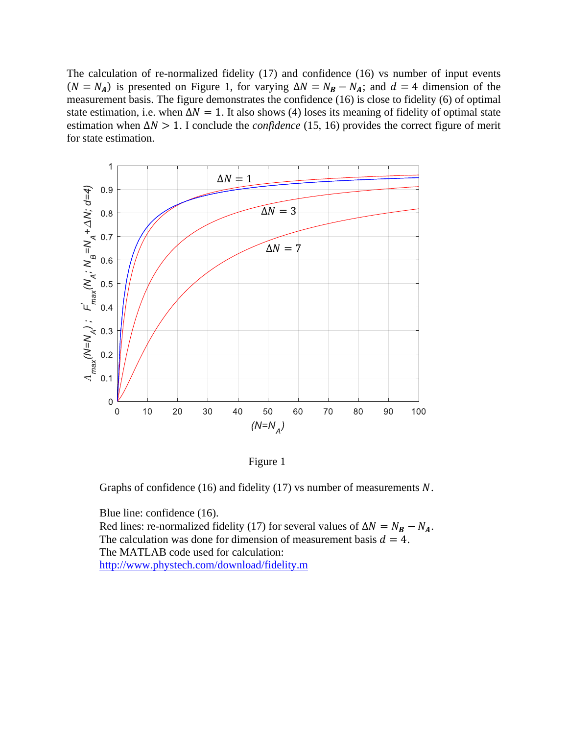The calculation of re-normalized fidelity (17) and confidence (16) vs number of input events ($N = N_A$) is presented on Figure 1, for varying $\Delta N = N_B - N_A$; and $d = 4$ dimension of the measurement basis. The figure demonstrates the confidence (16) is close to fidelity (6) of optimal state estimation, i.e. when $\Delta N = 1$. It also shows (4) loses its meaning of fidelity of optimal state estimation when $\Delta N > 1$. I conclude the *confidence* (15, 16) provides the correct figure of merit for state estimation.

$\Lambda_{max}(N=N_A)$ ; $F'_{max}(N_A; N_B=N_A+\Delta N; d=4)$

1
0.9
0.8
0.7
0.6
0.5
0.4
0.3
0.2
0.1
0

0 10 20 30 40 50 60 70 80 90 100

$(N=N_A)$

$\Delta N = 1$

$\Delta N = 3$

$\Delta N = 7$

Figure 1

Graphs of confidence (16) and fidelity (17) vs number of measurements $N$.

Blue line: confidence (16).
Red lines: re-normalized fidelity (17) for several values of $\Delta N = N_B - N_A$.
The calculation was done for dimension of measurement basis $d = 4$.
The MATLAB code used for calculation:
http://www.phystech.com/download/fidelity.m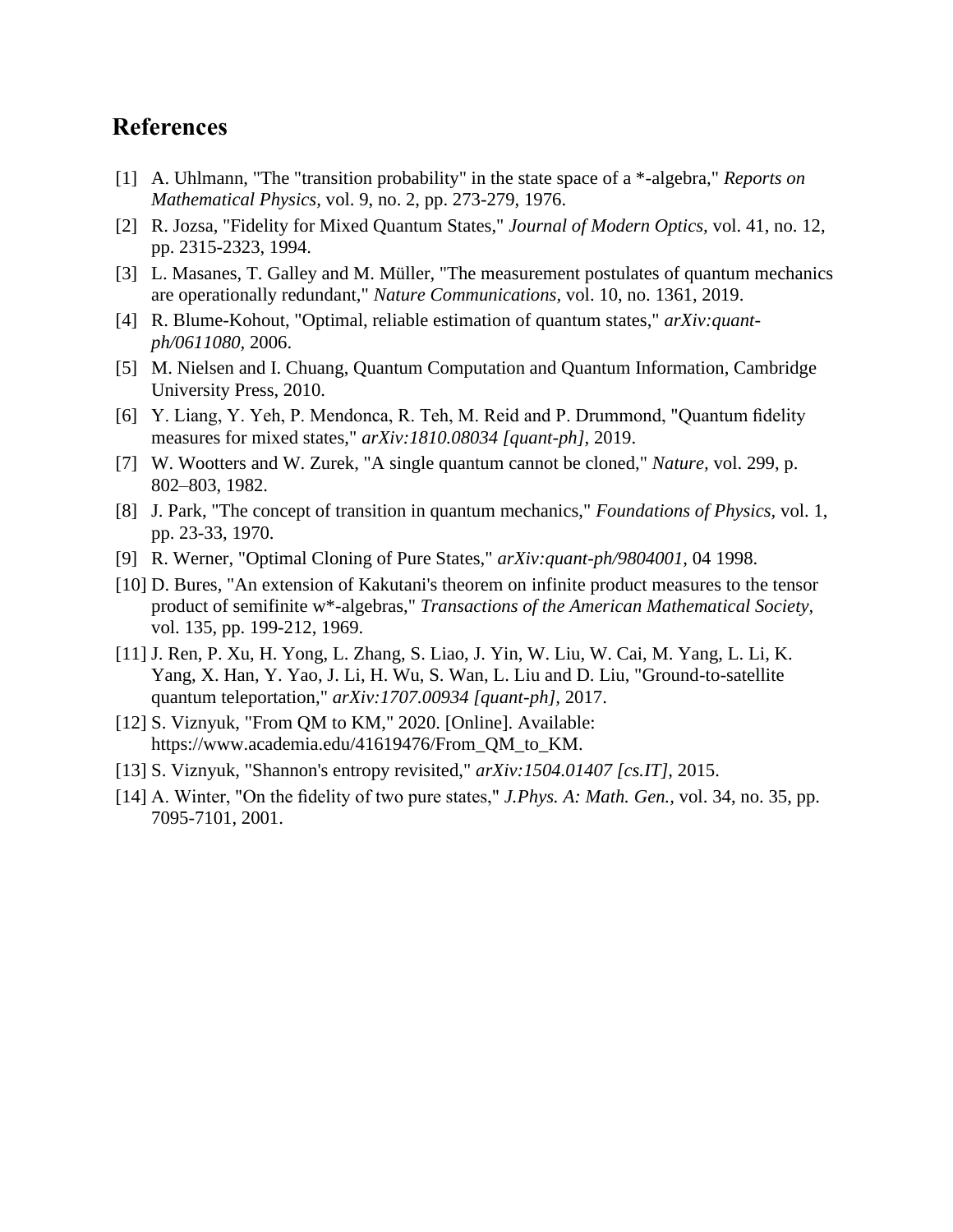## References

[1] A. Uhlmann, "The "transition probability" in the state space of a *-algebra," *Reports on Mathematical Physics,* vol. 9, no. 2, pp. 273-279, 1976.

[2] R. Jozsa, "Fidelity for Mixed Quantum States," *Journal of Modern Optics,* vol. 41, no. 12, pp. 2315-2323, 1994.

[3] L. Masanes, T. Galley and M. Müller, "The measurement postulates of quantum mechanics are operationally redundant," *Nature Communications,* vol. 10, no. 1361, 2019.

[4] R. Blume-Kohout, "Optimal, reliable estimation of quantum states," *arXiv:quant-ph/0611080,* 2006.

[5] M. Nielsen and I. Chuang, Quantum Computation and Quantum Information, Cambridge University Press, 2010.

[6] Y. Liang, Y. Yeh, P. Mendonca, R. Teh, M. Reid and P. Drummond, "Quantum fidelity measures for mixed states," *arXiv:1810.08034 [quant-ph],* 2019.

[7] W. Wootters and W. Zurek, "A single quantum cannot be cloned," *Nature,* vol. 299, p. 802–803, 1982.

[8] J. Park, "The concept of transition in quantum mechanics," *Foundations of Physics,* vol. 1, pp. 23-33, 1970.

[9] R. Werner, "Optimal Cloning of Pure States," *arXiv:quant-ph/9804001,* 04 1998.

[10] D. Bures, "An extension of Kakutani's theorem on infinite product measures to the tensor product of semifinite w*-algebras," *Transactions of the American Mathematical Society,* vol. 135, pp. 199-212, 1969.

[11] J. Ren, P. Xu, H. Yong, L. Zhang, S. Liao, J. Yin, W. Liu, W. Cai, M. Yang, L. Li, K. Yang, X. Han, Y. Yao, J. Li, H. Wu, S. Wan, L. Liu and D. Liu, "Ground-to-satellite quantum teleportation," *arXiv:1707.00934 [quant-ph],* 2017.

[12] S. Viznyuk, "From QM to KM," 2020. [Online]. Available: https://www.academia.edu/41619476/From_QM_to_KM.

[13] S. Viznyuk, "Shannon's entropy revisited," *arXiv:1504.01407 [cs.IT],* 2015.

[14] A. Winter, "On the fidelity of two pure states," *J.Phys. A: Math. Gen.,* vol. 34, no. 35, pp. 7095-7101, 2001.